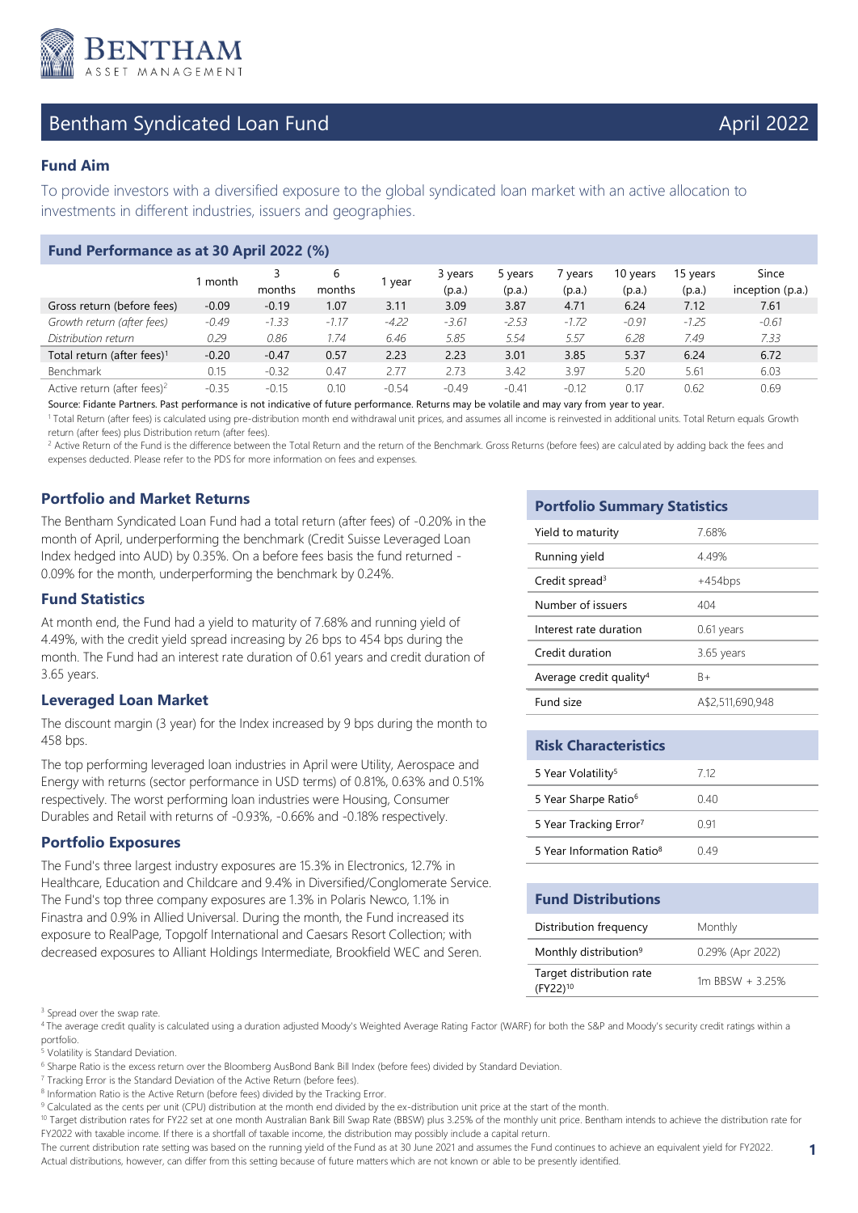# Bentham Syndicated Loan Fund

April 2022

## Fund Aim

To provide investors with a diversified exposure to the global syndicated loan market with an active allocation to investments in different industries, issuers and geographies.

## Fund Performance as at 30 April 2022 (%)

| | 1 month | 3 months | 6 months | 1 year | 3 years (p.a.) | 5 years (p.a.) | 7 years (p.a.) | 10 years (p.a.) | 15 years (p.a.) | Since inception (p.a.) |
|---|---|---|---|---|---|---|---|---|---|---|
| Gross return (before fees) | -0.09 | -0.19 | 1.07 | 3.11 | 3.09 | 3.87 | 4.71 | 6.24 | 7.12 | 7.61 |
| *Growth return (after fees)* | *-0.49* | *-1.33* | *-1.17* | *-4.22* | *-3.61* | *-2.53* | *-1.72* | *-0.91* | *-1.25* | *-0.61* |
| *Distribution return* | *0.29* | *0.86* | *1.74* | *6.46* | *5.85* | *5.54* | *5.57* | *6.28* | *7.49* | *7.33* |
| Total return (after fees)[1] | -0.20 | -0.47 | 0.57 | 2.23 | 2.23 | 3.01 | 3.85 | 5.37 | 6.24 | 6.72 |
| Benchmark | 0.15 | -0.32 | 0.47 | 2.77 | 2.73 | 3.42 | 3.97 | 5.20 | 5.61 | 6.03 |
| Active return (after fees)[2] | -0.35 | -0.15 | 0.10 | -0.54 | -0.49 | -0.41 | -0.12 | 0.17 | 0.62 | 0.69 |

Source: Fidante Partners. Past performance is not indicative of future performance. Returns may be volatile and may vary from year to year.

[1] Total Return (after fees) is calculated using pre-distribution month end withdrawal unit prices, and assumes all income is reinvested in additional units. Total Return equals Growth return (after fees) plus Distribution return (after fees).

[2] Active Return of the Fund is the difference between the Total Return and the return of the Benchmark. Gross Returns (before fees) are calculated by adding back the fees and expenses deducted. Please refer to the PDS for more information on fees and expenses.

## Portfolio and Market Returns

The Bentham Syndicated Loan Fund had a total return (after fees) of -0.20% in the month of April, underperforming the benchmark (Credit Suisse Leveraged Loan Index hedged into AUD) by 0.35%. On a before fees basis the fund returned -0.09% for the month, underperforming the benchmark by 0.24%.

## Fund Statistics

At month end, the Fund had a yield to maturity of 7.68% and running yield of 4.49%, with the credit yield spread increasing by 26 bps to 454 bps during the month. The Fund had an interest rate duration of 0.61 years and credit duration of 3.65 years.

## Leveraged Loan Market

The discount margin (3 year) for the Index increased by 9 bps during the month to 458 bps.

The top performing leveraged loan industries in April were Utility, Aerospace and Energy with returns (sector performance in USD terms) of 0.81%, 0.63% and 0.51% respectively. The worst performing loan industries were Housing, Consumer Durables and Retail with returns of -0.93%, -0.66% and -0.18% respectively.

## Portfolio Exposures

The Fund's three largest industry exposures are 15.3% in Electronics, 12.7% in Healthcare, Education and Childcare and 9.4% in Diversified/Conglomerate Service. The Fund's top three company exposures are 1.3% in Polaris Newco, 1.1% in Finastra and 0.9% in Allied Universal. During the month, the Fund increased its exposure to RealPage, Topgolf International and Caesars Resort Collection; with decreased exposures to Alliant Holdings Intermediate, Brookfield WEC and Seren.

## Portfolio Summary Statistics

| | |
|---|---|
| Yield to maturity | 7.68% |
| Running yield | 4.49% |
| Credit spread[3] | +454bps |
| Number of issuers | 404 |
| Interest rate duration | 0.61 years |
| Credit duration | 3.65 years |
| Average credit quality[4] | B+ |
| Fund size | A$2,511,690,948 |

## Risk Characteristics

| | |
|---|---|
| 5 Year Volatility[5] | 7.12 |
| 5 Year Sharpe Ratio[6] | 0.40 |
| 5 Year Tracking Error[7] | 0.91 |
| 5 Year Information Ratio[8] | 0.49 |

## Fund Distributions

| | |
|---|---|
| Distribution frequency | Monthly |
| Monthly distribution[9] | 0.29% (Apr 2022) |
| Target distribution rate (FY22)[10] | 1m BBSW + 3.25% |

[3] Spread over the swap rate.

[4] The average credit quality is calculated using a duration adjusted Moody's Weighted Average Rating Factor (WARF) for both the S&P and Moody's security credit ratings within a portfolio.

[5] Volatility is Standard Deviation.

[6] Sharpe Ratio is the excess return over the Bloomberg AusBond Bank Bill Index (before fees) divided by Standard Deviation.

[7] Tracking Error is the Standard Deviation of the Active Return (before fees).

[8] Information Ratio is the Active Return (before fees) divided by the Tracking Error.

[9] Calculated as the cents per unit (CPU) distribution at the month end divided by the ex-distribution unit price at the start of the month.

[10] Target distribution rates for FY22 set at one month Australian Bank Bill Swap Rate (BBSW) plus 3.25% of the monthly unit price. Bentham intends to achieve the distribution rate for FY2022 with taxable income. If there is a shortfall of taxable income, the distribution may possibly include a capital return.

The current distribution rate setting was based on the running yield of the Fund as at 30 June 2021 and assumes the Fund continues to achieve an equivalent yield for FY2022. Actual distributions, however, can differ from this setting because of future matters which are not known or able to be presently identified.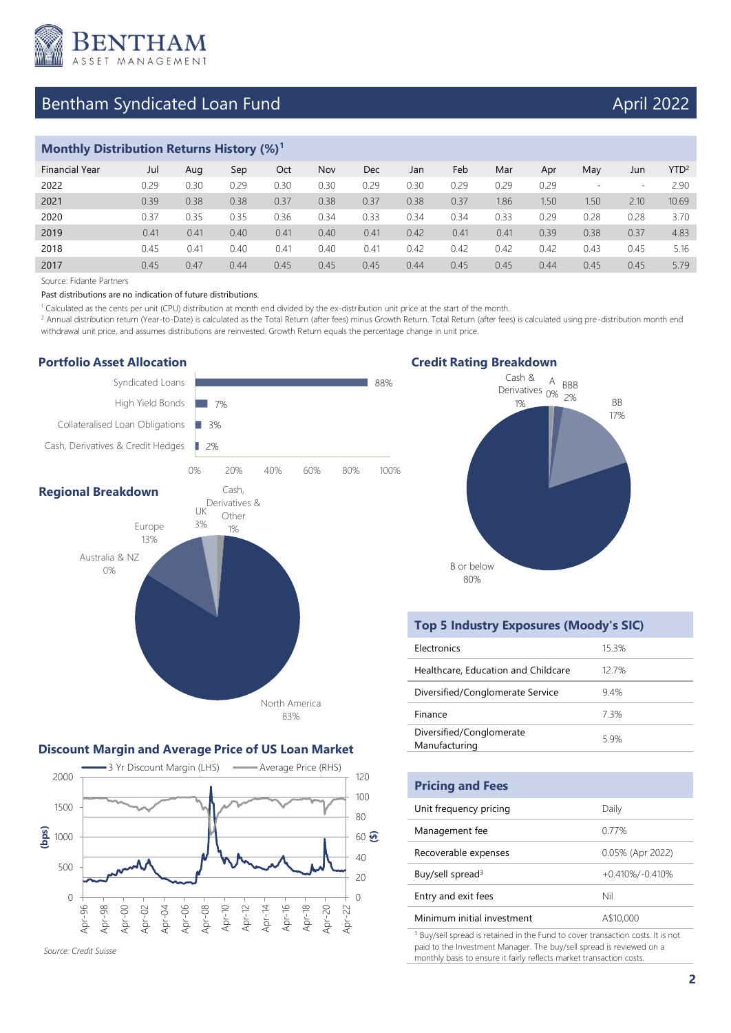# Bentham Syndicated Loan Fund

April 2022

## Monthly Distribution Returns History (%)[1]

| Financial Year | Jul | Aug | Sep | Oct | Nov | Dec | Jan | Feb | Mar | Apr | May | Jun | YTD[2] |
|---|---|---|---|---|---|---|---|---|---|---|---|---|---|
| 2022 | 0.29 | 0.30 | 0.29 | 0.30 | 0.30 | 0.29 | 0.30 | 0.29 | 0.29 | 0.29 | - | - | 2.90 |
| 2021 | 0.39 | 0.38 | 0.38 | 0.37 | 0.38 | 0.37 | 0.38 | 0.37 | 1.86 | 1.50 | 1.50 | 2.10 | 10.69 |
| 2020 | 0.37 | 0.35 | 0.35 | 0.36 | 0.34 | 0.33 | 0.34 | 0.34 | 0.33 | 0.29 | 0.28 | 0.28 | 3.70 |
| 2019 | 0.41 | 0.41 | 0.40 | 0.41 | 0.40 | 0.41 | 0.42 | 0.41 | 0.41 | 0.39 | 0.38 | 0.37 | 4.83 |
| 2018 | 0.45 | 0.41 | 0.40 | 0.41 | 0.40 | 0.41 | 0.42 | 0.42 | 0.42 | 0.42 | 0.43 | 0.45 | 5.16 |
| 2017 | 0.45 | 0.47 | 0.44 | 0.45 | 0.45 | 0.45 | 0.44 | 0.45 | 0.45 | 0.44 | 0.45 | 0.45 | 5.79 |

Source: Fidante Partners

Past distributions are no indication of future distributions.

[1] Calculated as the cents per unit (CPU) distribution at month end divided by the ex-distribution unit price at the start of the month.

[2] Annual distribution return (Year-to-Date) is calculated as the Total Return (after fees) minus Growth Return. Total Return (after fees) is calculated using pre-distribution month end withdrawal unit price, and assumes distributions are reinvested. Growth Return equals the percentage change in unit price.

## Portfolio Asset Allocation

| Asset | Allocation |
|---|---|
| Syndicated Loans | 88% |
| High Yield Bonds | 7% |
| Collateralised Loan Obligations | 3% |
| Cash, Derivatives & Credit Hedges | 2% |

## Credit Rating Breakdown

| Rating | Allocation |
|---|---|
| Cash & Derivatives | 1% |
| A | 0% |
| BBB | 2% |
| BB | 17% |
| B or below | 80% |

## Regional Breakdown

| Region | Allocation |
|---|---|
| North America | 83% |
| Europe | 13% |
| UK | 3% |
| Cash, Derivatives & Other | 1% |
| Australia & NZ | 0% |

## Top 5 Industry Exposures (Moody's SIC)

| Industry | Exposure |
|---|---|
| Electronics | 15.3% |
| Healthcare, Education and Childcare | 12.7% |
| Diversified/Conglomerate Service | 9.4% |
| Finance | 7.3% |
| Diversified/Conglomerate Manufacturing | 5.9% |

## Discount Margin and Average Price of US Loan Market

Legend: 3 Yr Discount Margin (LHS); Average Price (RHS)

Source: Credit Suisse

## Pricing and Fees

| | |
|---|---|
| Unit frequency pricing | Daily |
| Management fee | 0.77% |
| Recoverable expenses | 0.05% (Apr 2022) |
| Buy/sell spread[3] | +0.410%/-0.410% |
| Entry and exit fees | Nil |
| Minimum initial investment | A$10,000 |

[3] Buy/sell spread is retained in the Fund to cover transaction costs. It is not paid to the Investment Manager. The buy/sell spread is reviewed on a monthly basis to ensure it fairly reflects market transaction costs.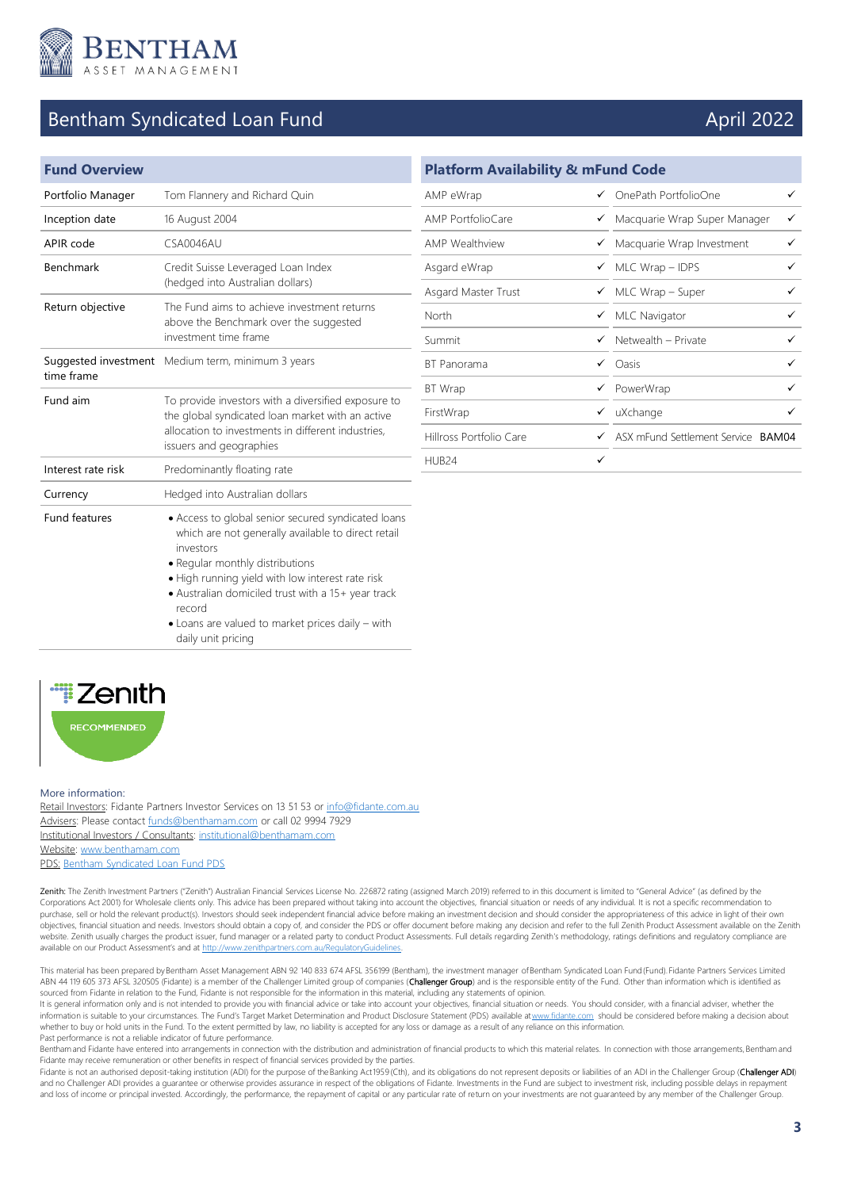# Bentham Syndicated Loan Fund

April 2022

## Fund Overview

| | |
|---|---|
| Portfolio Manager | Tom Flannery and Richard Quin |
| Inception date | 16 August 2004 |
| APIR code | CSA0046AU |
| Benchmark | Credit Suisse Leveraged Loan Index (hedged into Australian dollars) |
| Return objective | The Fund aims to achieve investment returns above the Benchmark over the suggested investment time frame |
| Suggested investment time frame | Medium term, minimum 3 years |
| Fund aim | To provide investors with a diversified exposure to the global syndicated loan market with an active allocation to investments in different industries, issuers and geographies |
| Interest rate risk | Predominantly floating rate |
| Currency | Hedged into Australian dollars |
| Fund features | • Access to global senior secured syndicated loans which are not generally available to direct retail investors<br>• Regular monthly distributions<br>• High running yield with low interest rate risk<br>• Australian domiciled trust with a 15+ year track record<br>• Loans are valued to market prices daily – with daily unit pricing |

## Platform Availability & mFund Code

| | | | |
|---|---|---|---|
| AMP eWrap | ✓ | OnePath PortfolioOne | ✓ |
| AMP PortfolioCare | ✓ | Macquarie Wrap Super Manager | ✓ |
| AMP Wealthview | ✓ | Macquarie Wrap Investment | ✓ |
| Asgard eWrap | ✓ | MLC Wrap – IDPS | ✓ |
| Asgard Master Trust | ✓ | MLC Wrap – Super | ✓ |
| North | ✓ | MLC Navigator | ✓ |
| Summit | ✓ | Netwealth – Private | ✓ |
| BT Panorama | ✓ | Oasis | ✓ |
| BT Wrap | ✓ | PowerWrap | ✓ |
| FirstWrap | ✓ | uXchange | ✓ |
| Hillross Portfolio Care | ✓ | ASX mFund Settlement Service | BAM04 |
| HUB24 | ✓ | | |

Zenith RECOMMENDED

More information:
Retail Investors: Fidante Partners Investor Services on 13 51 53 or info@fidante.com.au
Advisers: Please contact funds@benthamam.com or call 02 9994 7929
Institutional Investors / Consultants: institutional@benthamam.com
Website: www.benthamam.com
PDS: Bentham Syndicated Loan Fund PDS

**Zenith:** The Zenith Investment Partners ("Zenith") Australian Financial Services License No. 226872 rating (assigned March 2019) referred to in this document is limited to "General Advice" (as defined by the Corporations Act 2001) for Wholesale clients only. This advice has been prepared without taking into account the objectives, financial situation or needs of any individual. It is not a specific recommendation to purchase, sell or hold the relevant product(s). Investors should seek independent financial advice before making an investment decision and should consider the appropriateness of this advice in light of their own objectives, financial situation and needs. Investors should obtain a copy of, and consider the PDS or offer document before making any decision and refer to the full Zenith Product Assessment available on the Zenith website. Zenith usually charges the product issuer, fund manager or a related party to conduct Product Assessments. Full details regarding Zenith's methodology, ratings definitions and regulatory compliance are available on our Product Assessment's and at http://www.zenithpartners.com.au/RegulatoryGuidelines.

This material has been prepared by Bentham Asset Management ABN 92 140 833 674 AFSL 356199 (Bentham), the investment manager of Bentham Syndicated Loan Fund (Fund). Fidante Partners Services Limited ABN 44 119 605 373 AFSL 320505 (Fidante) is a member of the Challenger Limited group of companies (**Challenger Group**) and is the responsible entity of the Fund. Other than information which is identified as sourced from Fidante in relation to the Fund, Fidante is not responsible for the information in this material, including any statements of opinion.
It is general information only and is not intended to provide you with financial advice or take into account your objectives, financial situation or needs. You should consider, with a financial adviser, whether the information is suitable to your circumstances. The Fund's Target Market Determination and Product Disclosure Statement (PDS) available at www.fidante.com should be considered before making a decision about whether to buy or hold units in the Fund. To the extent permitted by law, no liability is accepted for any loss or damage as a result of any reliance on this information.
Past performance is not a reliable indicator of future performance.
Bentham and Fidante have entered into arrangements in connection with the distribution and administration of financial products to which this material relates. In connection with those arrangements, Bentham and Fidante may receive remuneration or other benefits in respect of financial services provided by the parties.
Fidante is not an authorised deposit-taking institution (ADI) for the purpose of the Banking Act 1959 (Cth), and its obligations do not represent deposits or liabilities of an ADI in the Challenger Group (**Challenger ADI**) and no Challenger ADI provides a guarantee or otherwise provides assurance in respect of the obligations of Fidante. Investments in the Fund are subject to investment risk, including possible delays in repayment and loss of income or principal invested. Accordingly, the performance, the repayment of capital or any particular rate of return on your investments are not guaranteed by any member of the Challenger Group.